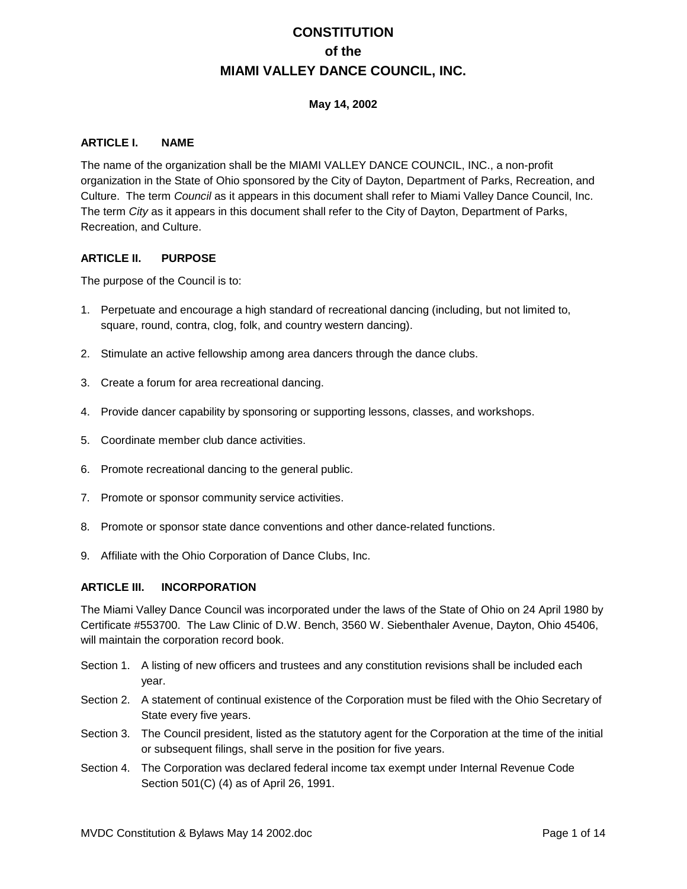# CONSTITUTION
# of the
# MIAMI VALLEY DANCE COUNCIL, INC.

**May 14, 2002**

## ARTICLE I. NAME

The name of the organization shall be the MIAMI VALLEY DANCE COUNCIL, INC., a non-profit organization in the State of Ohio sponsored by the City of Dayton, Department of Parks, Recreation, and Culture. The term *Council* as it appears in this document shall refer to Miami Valley Dance Council, Inc. The term *City* as it appears in this document shall refer to the City of Dayton, Department of Parks, Recreation, and Culture.

## ARTICLE II. PURPOSE

The purpose of the Council is to:

1. Perpetuate and encourage a high standard of recreational dancing (including, but not limited to, square, round, contra, clog, folk, and country western dancing).
2. Stimulate an active fellowship among area dancers through the dance clubs.
3. Create a forum for area recreational dancing.
4. Provide dancer capability by sponsoring or supporting lessons, classes, and workshops.
5. Coordinate member club dance activities.
6. Promote recreational dancing to the general public.
7. Promote or sponsor community service activities.
8. Promote or sponsor state dance conventions and other dance-related functions.
9. Affiliate with the Ohio Corporation of Dance Clubs, Inc.

## ARTICLE III. INCORPORATION

The Miami Valley Dance Council was incorporated under the laws of the State of Ohio on 24 April 1980 by Certificate #553700. The Law Clinic of D.W. Bench, 3560 W. Siebenthaler Avenue, Dayton, Ohio 45406, will maintain the corporation record book.

Section 1. A listing of new officers and trustees and any constitution revisions shall be included each year.

Section 2. A statement of continual existence of the Corporation must be filed with the Ohio Secretary of State every five years.

Section 3. The Council president, listed as the statutory agent for the Corporation at the time of the initial or subsequent filings, shall serve in the position for five years.

Section 4. The Corporation was declared federal income tax exempt under Internal Revenue Code Section 501(C) (4) as of April 26, 1991.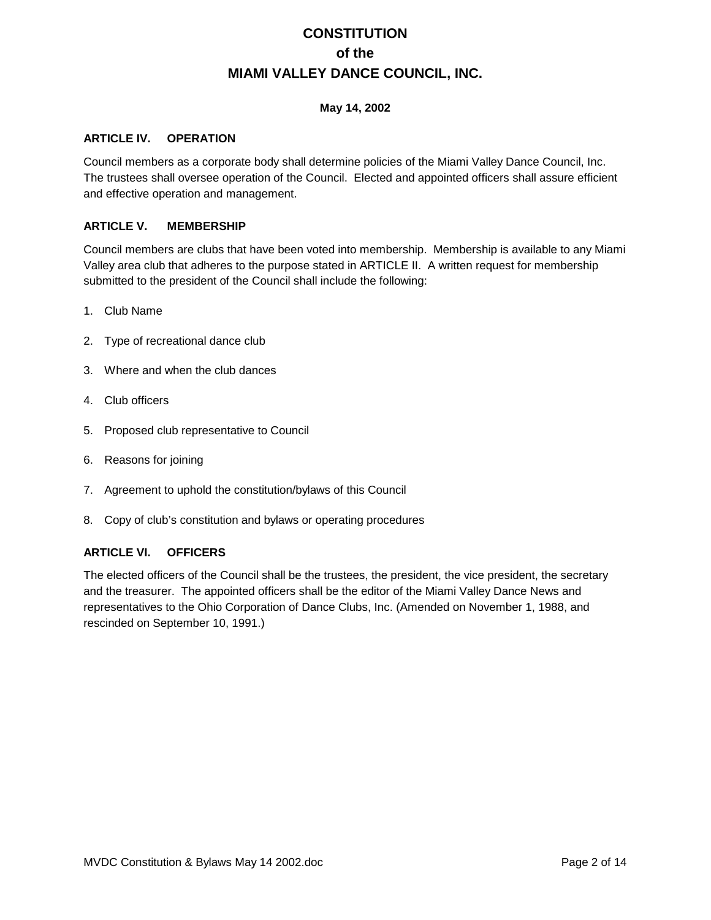# CONSTITUTION
# of the
# MIAMI VALLEY DANCE COUNCIL, INC.

**May 14, 2002**

### ARTICLE IV. OPERATION

Council members as a corporate body shall determine policies of the Miami Valley Dance Council, Inc. The trustees shall oversee operation of the Council. Elected and appointed officers shall assure efficient and effective operation and management.

### ARTICLE V. MEMBERSHIP

Council members are clubs that have been voted into membership. Membership is available to any Miami Valley area club that adheres to the purpose stated in ARTICLE II. A written request for membership submitted to the president of the Council shall include the following:

1. Club Name
2. Type of recreational dance club
3. Where and when the club dances
4. Club officers
5. Proposed club representative to Council
6. Reasons for joining
7. Agreement to uphold the constitution/bylaws of this Council
8. Copy of club's constitution and bylaws or operating procedures

### ARTICLE VI. OFFICERS

The elected officers of the Council shall be the trustees, the president, the vice president, the secretary and the treasurer. The appointed officers shall be the editor of the Miami Valley Dance News and representatives to the Ohio Corporation of Dance Clubs, Inc. (Amended on November 1, 1988, and rescinded on September 10, 1991.)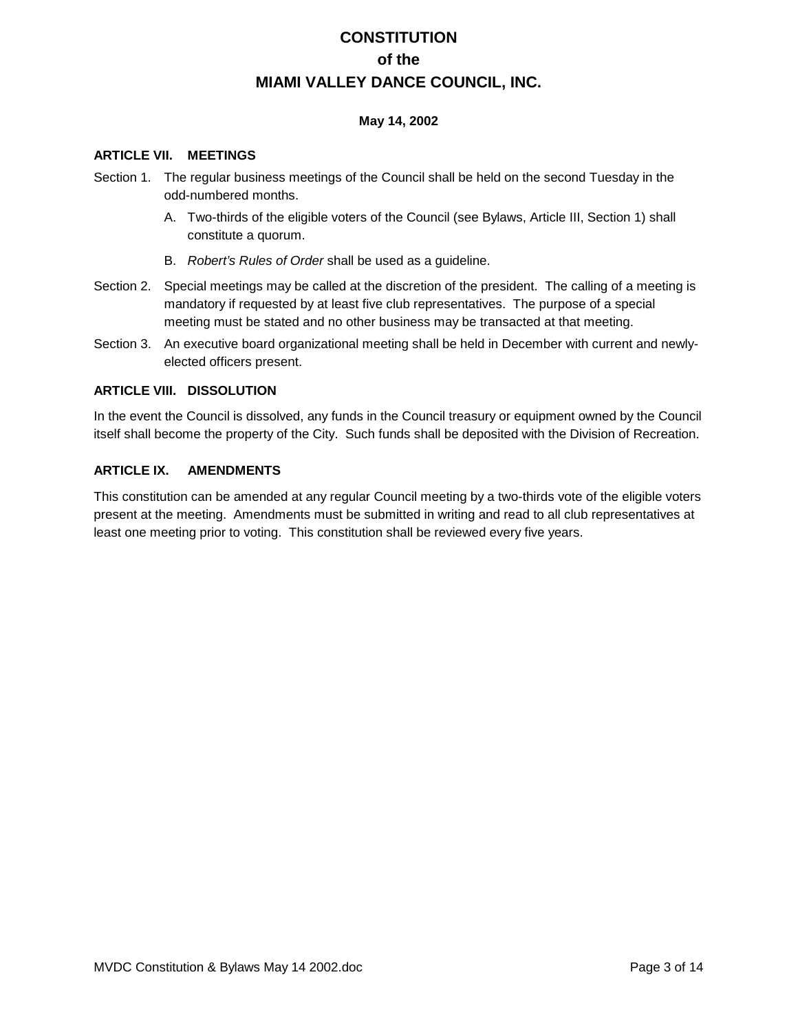# CONSTITUTION
# of the
# MIAMI VALLEY DANCE COUNCIL, INC.

**May 14, 2002**

## ARTICLE VII. MEETINGS

Section 1. The regular business meetings of the Council shall be held on the second Tuesday in the odd-numbered months.

A. Two-thirds of the eligible voters of the Council (see Bylaws, Article III, Section 1) shall constitute a quorum.

B. *Robert's Rules of Order* shall be used as a guideline.

Section 2. Special meetings may be called at the discretion of the president. The calling of a meeting is mandatory if requested by at least five club representatives. The purpose of a special meeting must be stated and no other business may be transacted at that meeting.

Section 3. An executive board organizational meeting shall be held in December with current and newly-elected officers present.

## ARTICLE VIII. DISSOLUTION

In the event the Council is dissolved, any funds in the Council treasury or equipment owned by the Council itself shall become the property of the City. Such funds shall be deposited with the Division of Recreation.

## ARTICLE IX. AMENDMENTS

This constitution can be amended at any regular Council meeting by a two-thirds vote of the eligible voters present at the meeting. Amendments must be submitted in writing and read to all club representatives at least one meeting prior to voting. This constitution shall be reviewed every five years.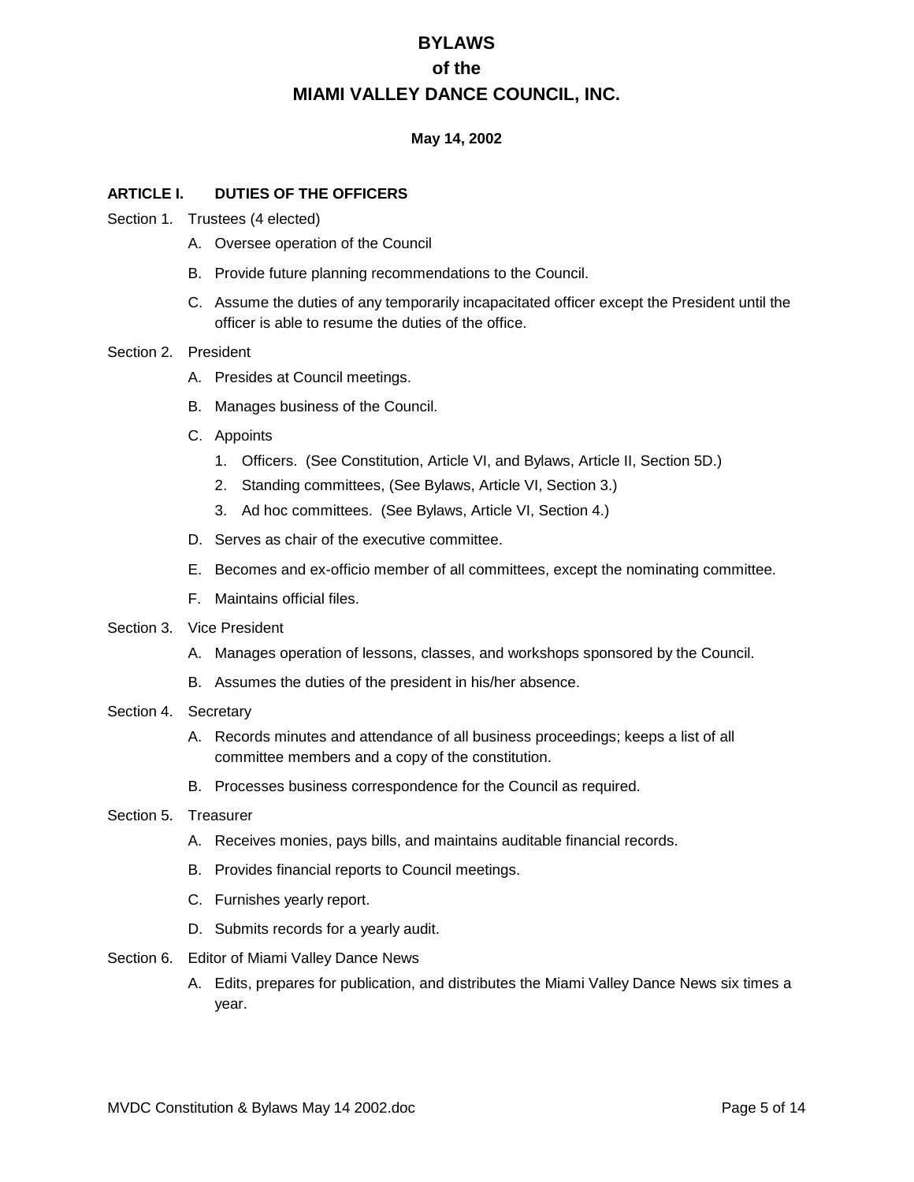# BYLAWS
# of the
# MIAMI VALLEY DANCE COUNCIL, INC.

**May 14, 2002**

## ARTICLE I. DUTIES OF THE OFFICERS

Section 1. Trustees (4 elected)

- A. Oversee operation of the Council
- B. Provide future planning recommendations to the Council.
- C. Assume the duties of any temporarily incapacitated officer except the President until the officer is able to resume the duties of the office.

Section 2. President

- A. Presides at Council meetings.
- B. Manages business of the Council.
- C. Appoints
    1. Officers. (See Constitution, Article VI, and Bylaws, Article II, Section 5D.)
    2. Standing committees, (See Bylaws, Article VI, Section 3.)
    3. Ad hoc committees. (See Bylaws, Article VI, Section 4.)
- D. Serves as chair of the executive committee.
- E. Becomes and ex-officio member of all committees, except the nominating committee.
- F. Maintains official files.

Section 3. Vice President

- A. Manages operation of lessons, classes, and workshops sponsored by the Council.
- B. Assumes the duties of the president in his/her absence.

Section 4. Secretary

- A. Records minutes and attendance of all business proceedings; keeps a list of all committee members and a copy of the constitution.
- B. Processes business correspondence for the Council as required.

Section 5. Treasurer

- A. Receives monies, pays bills, and maintains auditable financial records.
- B. Provides financial reports to Council meetings.
- C. Furnishes yearly report.
- D. Submits records for a yearly audit.

Section 6. Editor of Miami Valley Dance News

- A. Edits, prepares for publication, and distributes the Miami Valley Dance News six times a year.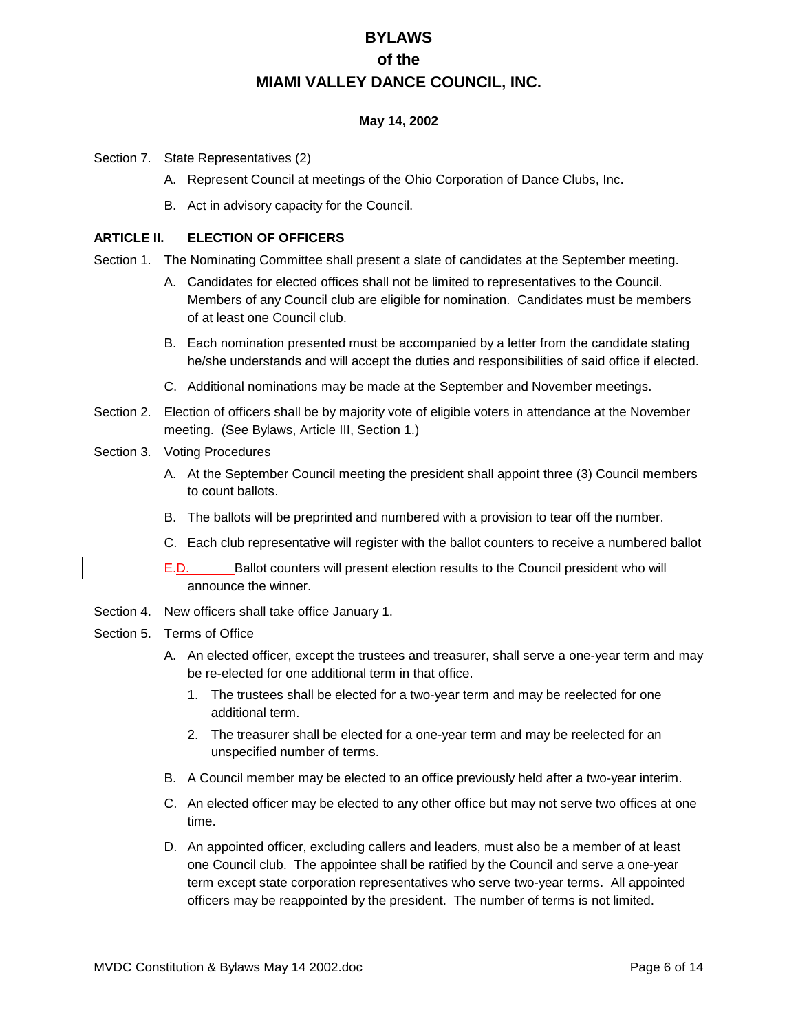# BYLAWS
# of the
# MIAMI VALLEY DANCE COUNCIL, INC.

**May 14, 2002**

Section 7. State Representatives (2)

- A. Represent Council at meetings of the Ohio Corporation of Dance Clubs, Inc.
- B. Act in advisory capacity for the Council.

## ARTICLE II. ELECTION OF OFFICERS

Section 1. The Nominating Committee shall present a slate of candidates at the September meeting.

- A. Candidates for elected offices shall not be limited to representatives to the Council. Members of any Council club are eligible for nomination. Candidates must be members of at least one Council club.
- B. Each nomination presented must be accompanied by a letter from the candidate stating he/she understands and will accept the duties and responsibilities of said office if elected.
- C. Additional nominations may be made at the September and November meetings.

Section 2. Election of officers shall be by majority vote of eligible voters in attendance at the November meeting. (See Bylaws, Article III, Section 1.)

Section 3. Voting Procedures

- A. At the September Council meeting the president shall appoint three (3) Council members to count ballots.
- B. The ballots will be preprinted and numbered with a provision to tear off the number.
- C. Each club representative will register with the ballot counters to receive a numbered ballot
- ~~E.~~D. Ballot counters will present election results to the Council president who will announce the winner.

Section 4. New officers shall take office January 1.

Section 5. Terms of Office

- A. An elected officer, except the trustees and treasurer, shall serve a one-year term and may be re-elected for one additional term in that office.
  1. The trustees shall be elected for a two-year term and may be reelected for one additional term.
  2. The treasurer shall be elected for a one-year term and may be reelected for an unspecified number of terms.
- B. A Council member may be elected to an office previously held after a two-year interim.
- C. An elected officer may be elected to any other office but may not serve two offices at one time.
- D. An appointed officer, excluding callers and leaders, must also be a member of at least one Council club. The appointee shall be ratified by the Council and serve a one-year term except state corporation representatives who serve two-year terms. All appointed officers may be reappointed by the president. The number of terms is not limited.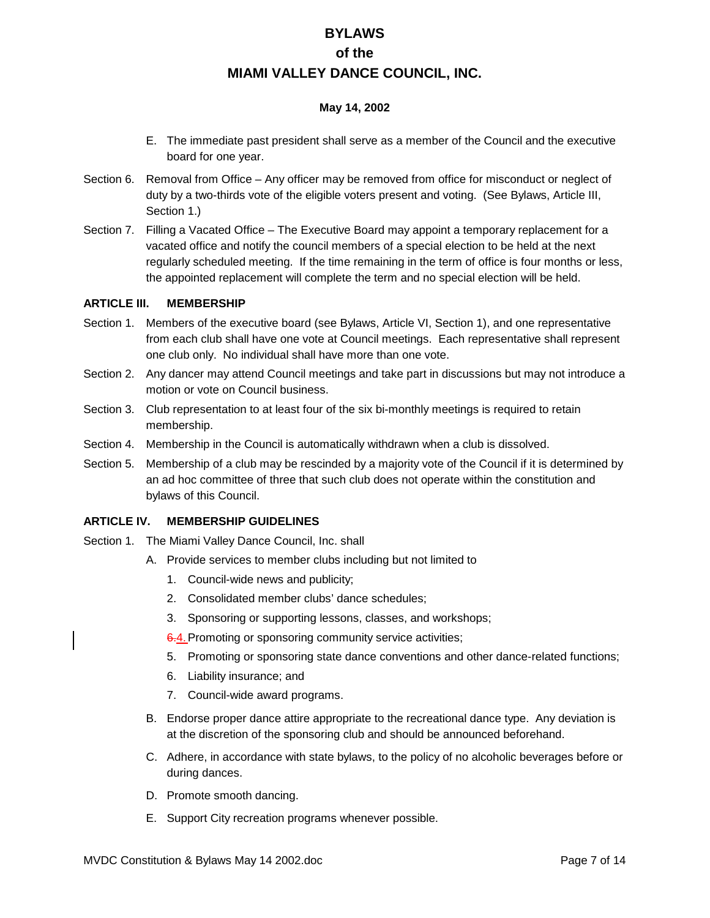E. The immediate past president shall serve as a member of the Council and the executive board for one year.

Section 6. Removal from Office – Any officer may be removed from office for misconduct or neglect of duty by a two-thirds vote of the eligible voters present and voting. (See Bylaws, Article III, Section 1.)

Section 7. Filling a Vacated Office – The Executive Board may appoint a temporary replacement for a vacated office and notify the council members of a special election to be held at the next regularly scheduled meeting. If the time remaining in the term of office is four months or less, the appointed replacement will complete the term and no special election will be held.

### ARTICLE III. MEMBERSHIP

Section 1. Members of the executive board (see Bylaws, Article VI, Section 1), and one representative from each club shall have one vote at Council meetings. Each representative shall represent one club only. No individual shall have more than one vote.

Section 2. Any dancer may attend Council meetings and take part in discussions but may not introduce a motion or vote on Council business.

Section 3. Club representation to at least four of the six bi-monthly meetings is required to retain membership.

Section 4. Membership in the Council is automatically withdrawn when a club is dissolved.

Section 5. Membership of a club may be rescinded by a majority vote of the Council if it is determined by an ad hoc committee of three that such club does not operate within the constitution and bylaws of this Council.

### ARTICLE IV. MEMBERSHIP GUIDELINES

Section 1. The Miami Valley Dance Council, Inc. shall

A. Provide services to member clubs including but not limited to

1. Council-wide news and publicity;
2. Consolidated member clubs' dance schedules;
3. Sponsoring or supporting lessons, classes, and workshops;
4. ~~6.~~4. Promoting or sponsoring community service activities;
5. Promoting or sponsoring state dance conventions and other dance-related functions;
6. Liability insurance; and
7. Council-wide award programs.

B. Endorse proper dance attire appropriate to the recreational dance type. Any deviation is at the discretion of the sponsoring club and should be announced beforehand.

C. Adhere, in accordance with state bylaws, to the policy of no alcoholic beverages before or during dances.

D. Promote smooth dancing.

E. Support City recreation programs whenever possible.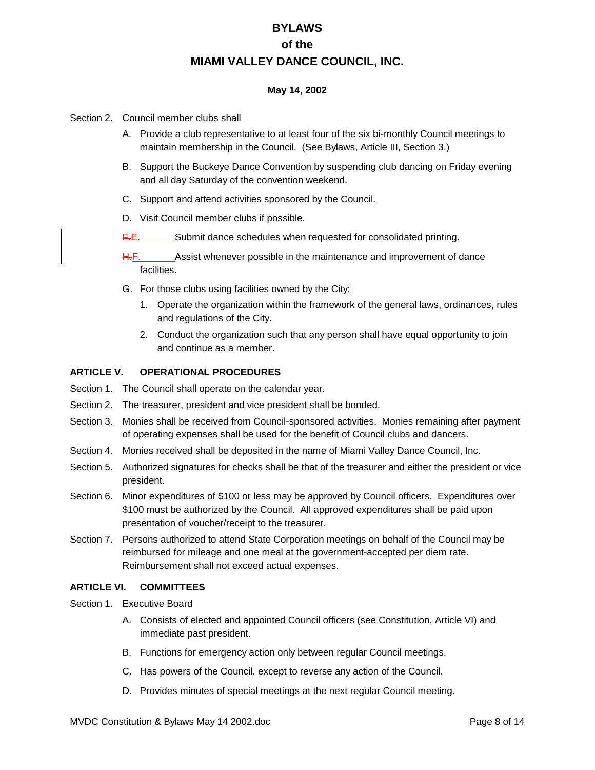# BYLAWS
# of the
# MIAMI VALLEY DANCE COUNCIL, INC.

**May 14, 2002**

Section 2. Council member clubs shall

A. Provide a club representative to at least four of the six bi-monthly Council meetings to maintain membership in the Council. (See Bylaws, Article III, Section 3.)

B. Support the Buckeye Dance Convention by suspending club dancing on Friday evening and all day Saturday of the convention weekend.

C. Support and attend activities sponsored by the Council.

D. Visit Council member clubs if possible.

~~F.~~E. Submit dance schedules when requested for consolidated printing.

~~H.~~F. Assist whenever possible in the maintenance and improvement of dance facilities.

G. For those clubs using facilities owned by the City:

1. Operate the organization within the framework of the general laws, ordinances, rules and regulations of the City.
2. Conduct the organization such that any person shall have equal opportunity to join and continue as a member.

### ARTICLE V. OPERATIONAL PROCEDURES

Section 1. The Council shall operate on the calendar year.

Section 2. The treasurer, president and vice president shall be bonded.

Section 3. Monies shall be received from Council-sponsored activities. Monies remaining after payment of operating expenses shall be used for the benefit of Council clubs and dancers.

Section 4. Monies received shall be deposited in the name of Miami Valley Dance Council, Inc.

Section 5. Authorized signatures for checks shall be that of the treasurer and either the president or vice president.

Section 6. Minor expenditures of $100 or less may be approved by Council officers. Expenditures over $100 must be authorized by the Council. All approved expenditures shall be paid upon presentation of voucher/receipt to the treasurer.

Section 7. Persons authorized to attend State Corporation meetings on behalf of the Council may be reimbursed for mileage and one meal at the government-accepted per diem rate. Reimbursement shall not exceed actual expenses.

### ARTICLE VI. COMMITTEES

Section 1. Executive Board

A. Consists of elected and appointed Council officers (see Constitution, Article VI) and immediate past president.

B. Functions for emergency action only between regular Council meetings.

C. Has powers of the Council, except to reverse any action of the Council.

D. Provides minutes of special meetings at the next regular Council meeting.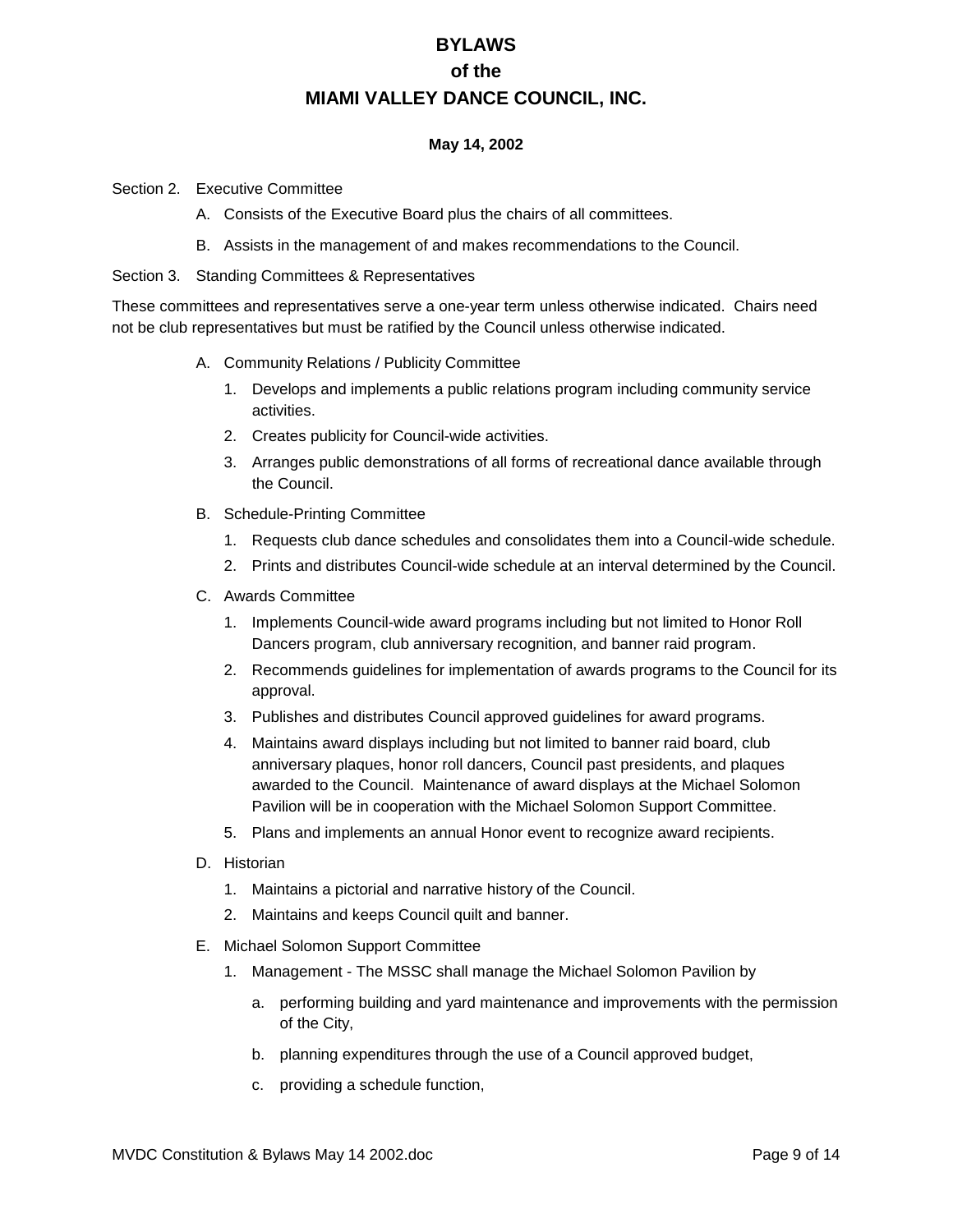Section 2. Executive Committee

A. Consists of the Executive Board plus the chairs of all committees.

B. Assists in the management of and makes recommendations to the Council.

Section 3. Standing Committees & Representatives

These committees and representatives serve a one-year term unless otherwise indicated. Chairs need not be club representatives but must be ratified by the Council unless otherwise indicated.

A. Community Relations / Publicity Committee
   1. Develops and implements a public relations program including community service activities.
   2. Creates publicity for Council-wide activities.
   3. Arranges public demonstrations of all forms of recreational dance available through the Council.

B. Schedule-Printing Committee
   1. Requests club dance schedules and consolidates them into a Council-wide schedule.
   2. Prints and distributes Council-wide schedule at an interval determined by the Council.

C. Awards Committee
   1. Implements Council-wide award programs including but not limited to Honor Roll Dancers program, club anniversary recognition, and banner raid program.
   2. Recommends guidelines for implementation of awards programs to the Council for its approval.
   3. Publishes and distributes Council approved guidelines for award programs.
   4. Maintains award displays including but not limited to banner raid board, club anniversary plaques, honor roll dancers, Council past presidents, and plaques awarded to the Council. Maintenance of award displays at the Michael Solomon Pavilion will be in cooperation with the Michael Solomon Support Committee.
   5. Plans and implements an annual Honor event to recognize award recipients.

D. Historian
   1. Maintains a pictorial and narrative history of the Council.
   2. Maintains and keeps Council quilt and banner.

E. Michael Solomon Support Committee
   1. Management - The MSSC shall manage the Michael Solomon Pavilion by
      a. performing building and yard maintenance and improvements with the permission of the City,
      b. planning expenditures through the use of a Council approved budget,
      c. providing a schedule function,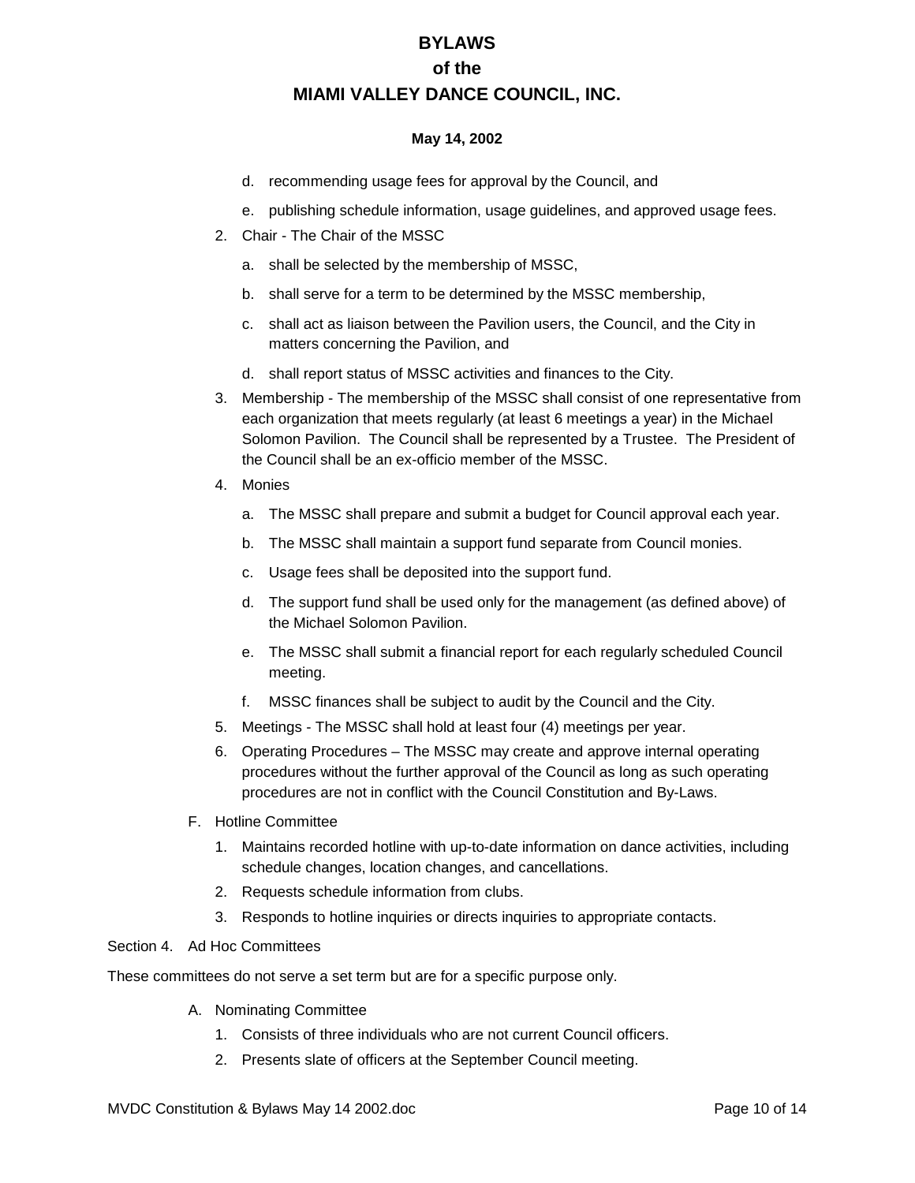d. recommending usage fees for approval by the Council, and

e. publishing schedule information, usage guidelines, and approved usage fees.

2. Chair - The Chair of the MSSC

   a. shall be selected by the membership of MSSC,

   b. shall serve for a term to be determined by the MSSC membership,

   c. shall act as liaison between the Pavilion users, the Council, and the City in matters concerning the Pavilion, and

   d. shall report status of MSSC activities and finances to the City.

3. Membership - The membership of the MSSC shall consist of one representative from each organization that meets regularly (at least 6 meetings a year) in the Michael Solomon Pavilion. The Council shall be represented by a Trustee. The President of the Council shall be an ex-officio member of the MSSC.

4. Monies

   a. The MSSC shall prepare and submit a budget for Council approval each year.

   b. The MSSC shall maintain a support fund separate from Council monies.

   c. Usage fees shall be deposited into the support fund.

   d. The support fund shall be used only for the management (as defined above) of the Michael Solomon Pavilion.

   e. The MSSC shall submit a financial report for each regularly scheduled Council meeting.

   f. MSSC finances shall be subject to audit by the Council and the City.

5. Meetings - The MSSC shall hold at least four (4) meetings per year.

6. Operating Procedures – The MSSC may create and approve internal operating procedures without the further approval of the Council as long as such operating procedures are not in conflict with the Council Constitution and By-Laws.

F. Hotline Committee

1. Maintains recorded hotline with up-to-date information on dance activities, including schedule changes, location changes, and cancellations.
2. Requests schedule information from clubs.
3. Responds to hotline inquiries or directs inquiries to appropriate contacts.

Section 4. Ad Hoc Committees

These committees do not serve a set term but are for a specific purpose only.

A. Nominating Committee

1. Consists of three individuals who are not current Council officers.
2. Presents slate of officers at the September Council meeting.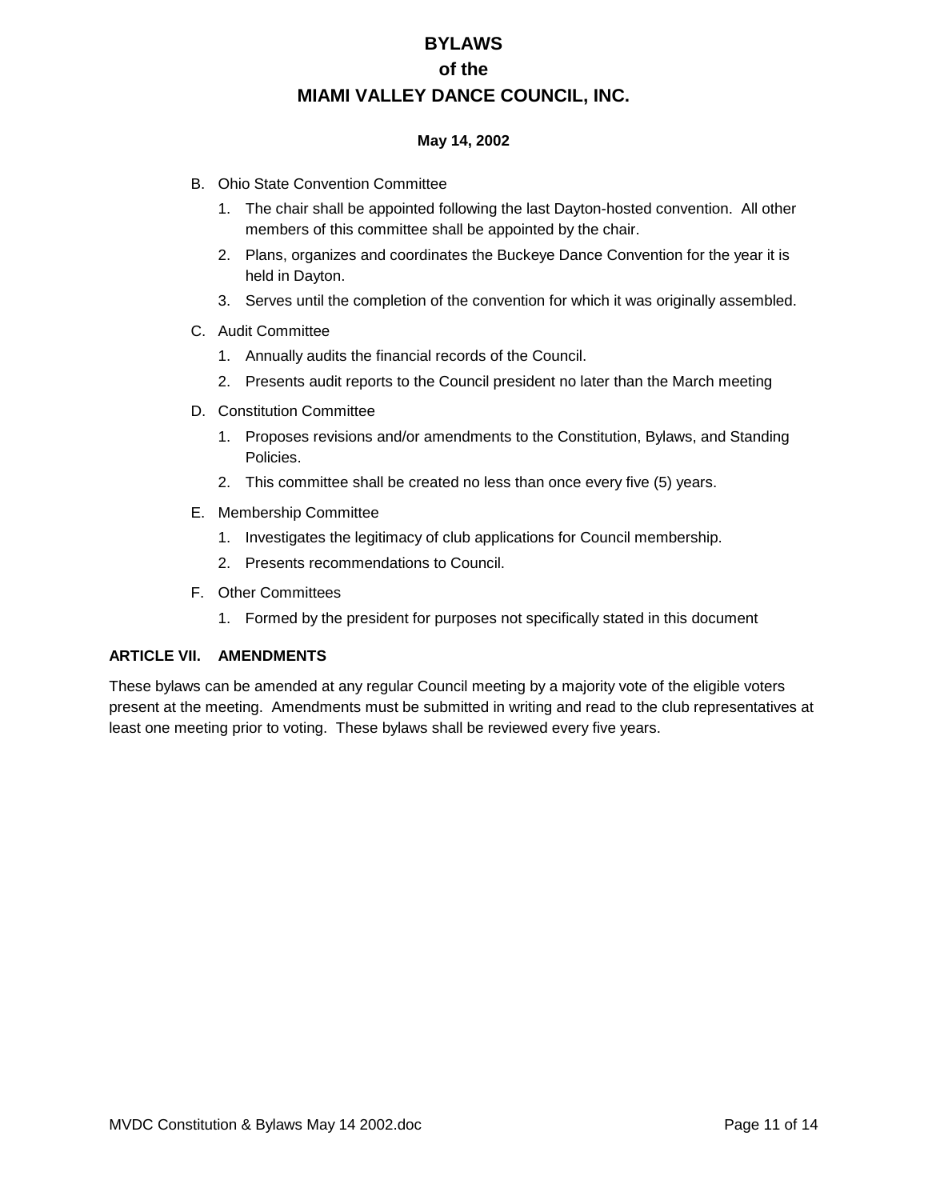B. Ohio State Convention Committee

   1. The chair shall be appointed following the last Dayton-hosted convention. All other members of this committee shall be appointed by the chair.
   2. Plans, organizes and coordinates the Buckeye Dance Convention for the year it is held in Dayton.
   3. Serves until the completion of the convention for which it was originally assembled.

C. Audit Committee

   1. Annually audits the financial records of the Council.
   2. Presents audit reports to the Council president no later than the March meeting

D. Constitution Committee

   1. Proposes revisions and/or amendments to the Constitution, Bylaws, and Standing Policies.
   2. This committee shall be created no less than once every five (5) years.

E. Membership Committee

   1. Investigates the legitimacy of club applications for Council membership.
   2. Presents recommendations to Council.

F. Other Committees

   1. Formed by the president for purposes not specifically stated in this document

## ARTICLE VII. AMENDMENTS

These bylaws can be amended at any regular Council meeting by a majority vote of the eligible voters present at the meeting. Amendments must be submitted in writing and read to the club representatives at least one meeting prior to voting. These bylaws shall be reviewed every five years.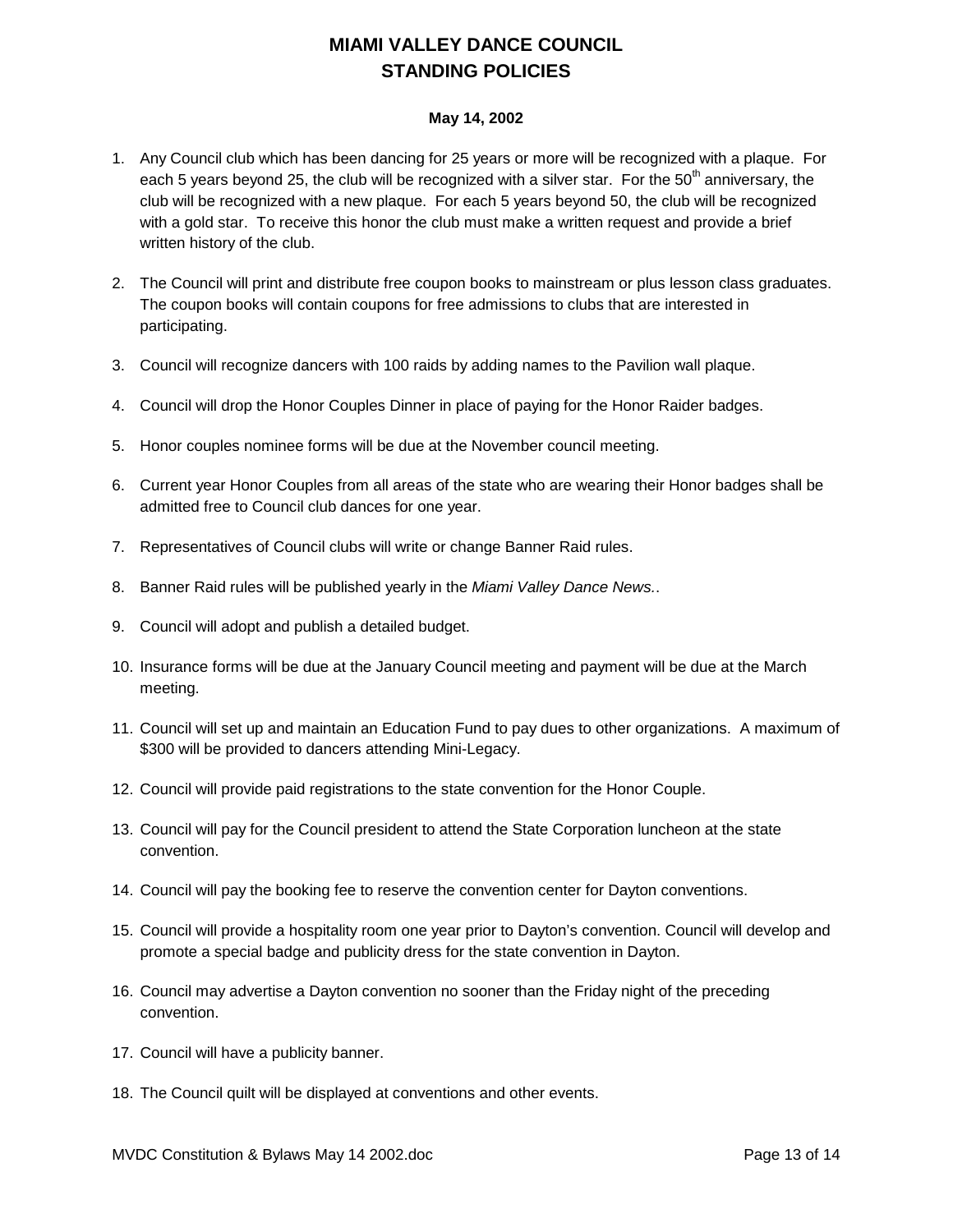# MIAMI VALLEY DANCE COUNCIL
# STANDING POLICIES

**May 14, 2002**

1. Any Council club which has been dancing for 25 years or more will be recognized with a plaque. For each 5 years beyond 25, the club will be recognized with a silver star. For the 50th anniversary, the club will be recognized with a new plaque. For each 5 years beyond 50, the club will be recognized with a gold star. To receive this honor the club must make a written request and provide a brief written history of the club.

2. The Council will print and distribute free coupon books to mainstream or plus lesson class graduates. The coupon books will contain coupons for free admissions to clubs that are interested in participating.

3. Council will recognize dancers with 100 raids by adding names to the Pavilion wall plaque.

4. Council will drop the Honor Couples Dinner in place of paying for the Honor Raider badges.

5. Honor couples nominee forms will be due at the November council meeting.

6. Current year Honor Couples from all areas of the state who are wearing their Honor badges shall be admitted free to Council club dances for one year.

7. Representatives of Council clubs will write or change Banner Raid rules.

8. Banner Raid rules will be published yearly in the *Miami Valley Dance News.*.

9. Council will adopt and publish a detailed budget.

10. Insurance forms will be due at the January Council meeting and payment will be due at the March meeting.

11. Council will set up and maintain an Education Fund to pay dues to other organizations. A maximum of $300 will be provided to dancers attending Mini-Legacy.

12. Council will provide paid registrations to the state convention for the Honor Couple.

13. Council will pay for the Council president to attend the State Corporation luncheon at the state convention.

14. Council will pay the booking fee to reserve the convention center for Dayton conventions.

15. Council will provide a hospitality room one year prior to Dayton's convention. Council will develop and promote a special badge and publicity dress for the state convention in Dayton.

16. Council may advertise a Dayton convention no sooner than the Friday night of the preceding convention.

17. Council will have a publicity banner.

18. The Council quilt will be displayed at conventions and other events.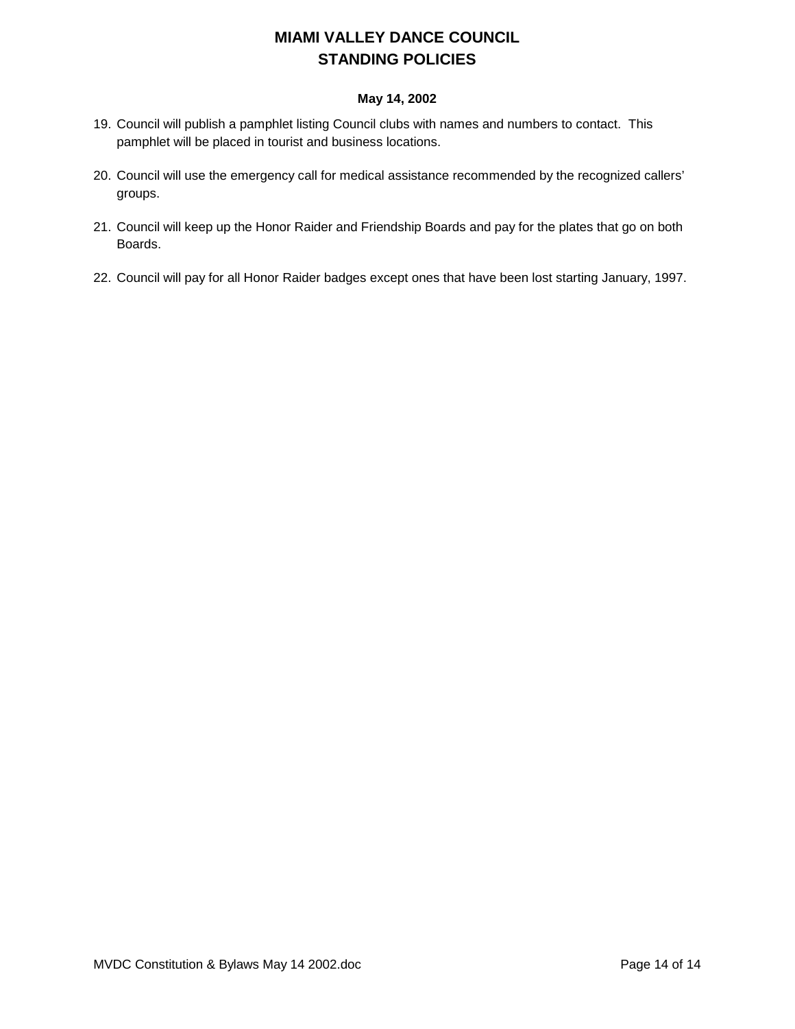# MIAMI VALLEY DANCE COUNCIL
# STANDING POLICIES

**May 14, 2002**

19. Council will publish a pamphlet listing Council clubs with names and numbers to contact. This pamphlet will be placed in tourist and business locations.

20. Council will use the emergency call for medical assistance recommended by the recognized callers' groups.

21. Council will keep up the Honor Raider and Friendship Boards and pay for the plates that go on both Boards.

22. Council will pay for all Honor Raider badges except ones that have been lost starting January, 1997.